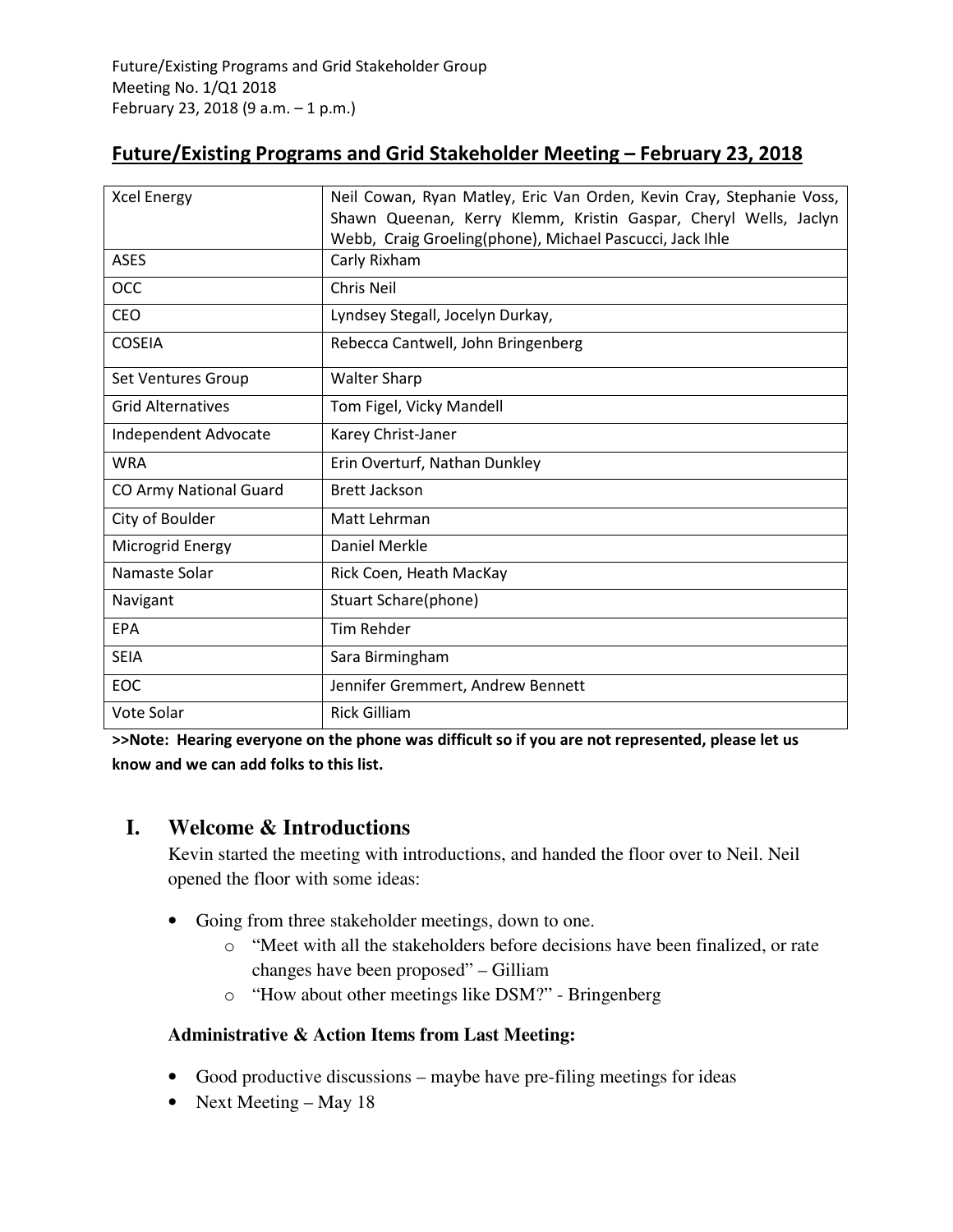Future/Existing Programs and Grid Stakeholder Group
Meeting No. 1/Q1 2018
February 23, 2018 (9 a.m. – 1 p.m.)

## Future/Existing Programs and Grid Stakeholder Meeting – February 23, 2018

| Xcel Energy | Neil Cowan, Ryan Matley, Eric Van Orden, Kevin Cray, Stephanie Voss, Shawn Queenan, Kerry Klemm, Kristin Gaspar, Cheryl Wells, Jaclyn Webb, Craig Groeling(phone), Michael Pascucci, Jack Ihle |
|---|---|
| ASES | Carly Rixham |
| OCC | Chris Neil |
| CEO | Lyndsey Stegall, Jocelyn Durkay, |
| COSEIA | Rebecca Cantwell, John Bringenberg |
| Set Ventures Group | Walter Sharp |
| Grid Alternatives | Tom Figel, Vicky Mandell |
| Independent Advocate | Karey Christ-Janer |
| WRA | Erin Overturf, Nathan Dunkley |
| CO Army National Guard | Brett Jackson |
| City of Boulder | Matt Lehrman |
| Microgrid Energy | Daniel Merkle |
| Namaste Solar | Rick Coen, Heath MacKay |
| Navigant | Stuart Schare(phone) |
| EPA | Tim Rehder |
| SEIA | Sara Birmingham |
| EOC | Jennifer Gremmert, Andrew Bennett |
| Vote Solar | Rick Gilliam |

**>>Note: Hearing everyone on the phone was difficult so if you are not represented, please let us know and we can add folks to this list.**

## I. Welcome & Introductions

Kevin started the meeting with introductions, and handed the floor over to Neil. Neil opened the floor with some ideas:

- Going from three stakeholder meetings, down to one.
  - "Meet with all the stakeholders before decisions have been finalized, or rate changes have been proposed" – Gilliam
  - "How about other meetings like DSM?" - Bringenberg

### Administrative & Action Items from Last Meeting:

- Good productive discussions – maybe have pre-filing meetings for ideas
- Next Meeting – May 18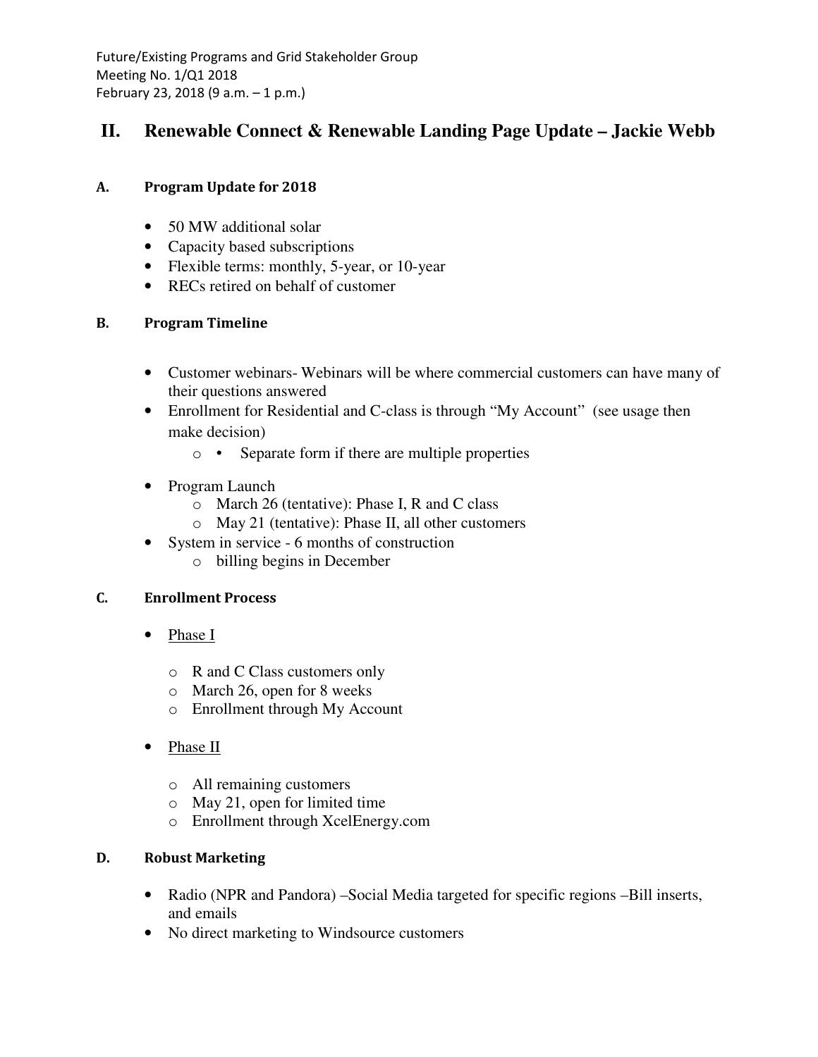## II. Renewable Connect & Renewable Landing Page Update – Jackie Webb

### A. Program Update for 2018

- 50 MW additional solar
- Capacity based subscriptions
- Flexible terms: monthly, 5-year, or 10-year
- RECs retired on behalf of customer

### B. Program Timeline

- Customer webinars- Webinars will be where commercial customers can have many of their questions answered
- Enrollment for Residential and C-class is through "My Account" (see usage then make decision)
  - Separate form if there are multiple properties
- Program Launch
  - March 26 (tentative): Phase I, R and C class
  - May 21 (tentative): Phase II, all other customers
- System in service - 6 months of construction
  - billing begins in December

### C. Enrollment Process

- <u>Phase I</u>
  - R and C Class customers only
  - March 26, open for 8 weeks
  - Enrollment through My Account
- <u>Phase II</u>
  - All remaining customers
  - May 21, open for limited time
  - Enrollment through XcelEnergy.com

### D. Robust Marketing

- Radio (NPR and Pandora) –Social Media targeted for specific regions –Bill inserts, and emails
- No direct marketing to Windsource customers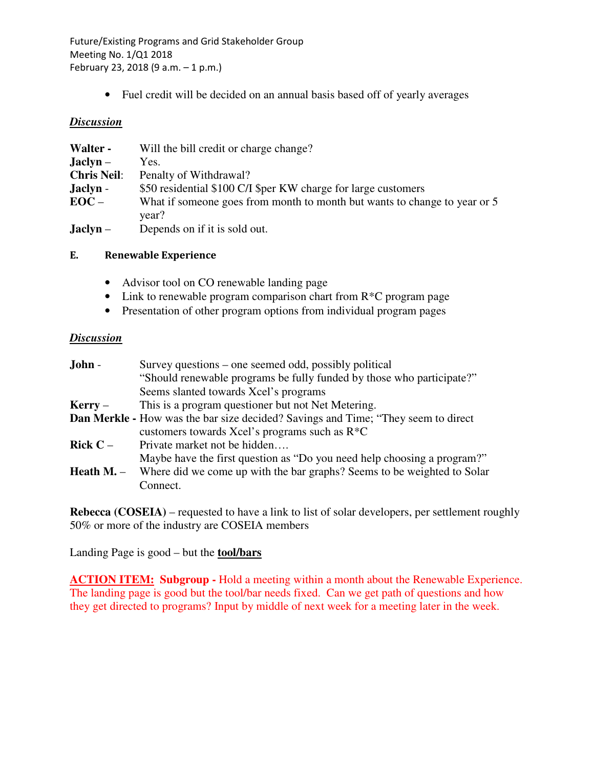- Fuel credit will be decided on an annual basis based off of yearly averages

***Discussion***

**Walter -** Will the bill credit or charge change?
**Jaclyn –** Yes.
**Chris Neil**: Penalty of Withdrawal?
**Jaclyn -** $50 residential $100 C/I $per KW charge for large customers
**EOC –** What if someone goes from month to month but wants to change to year or 5 year?
**Jaclyn –** Depends on if it is sold out.

### E. Renewable Experience

- Advisor tool on CO renewable landing page
- Link to renewable program comparison chart from R*C program page
- Presentation of other program options from individual program pages

***Discussion***

**John -** Survey questions – one seemed odd, possibly political
"Should renewable programs be fully funded by those who participate?"
Seems slanted towards Xcel's programs
**Kerry –** This is a program questioner but not Net Metering.
**Dan Merkle -** How was the bar size decided? Savings and Time; "They seem to direct customers towards Xcel's programs such as R*C
**Rick C –** Private market not be hidden….
Maybe have the first question as "Do you need help choosing a program?"
**Heath M. –** Where did we come up with the bar graphs? Seems to be weighted to Solar Connect.

**Rebecca (COSEIA)** – requested to have a link to list of solar developers, per settlement roughly 50% or more of the industry are COSEIA members

Landing Page is good – but the **tool/bars**

**ACTION ITEM:** **Subgroup -** Hold a meeting within a month about the Renewable Experience. The landing page is good but the tool/bar needs fixed. Can we get path of questions and how they get directed to programs? Input by middle of next week for a meeting later in the week.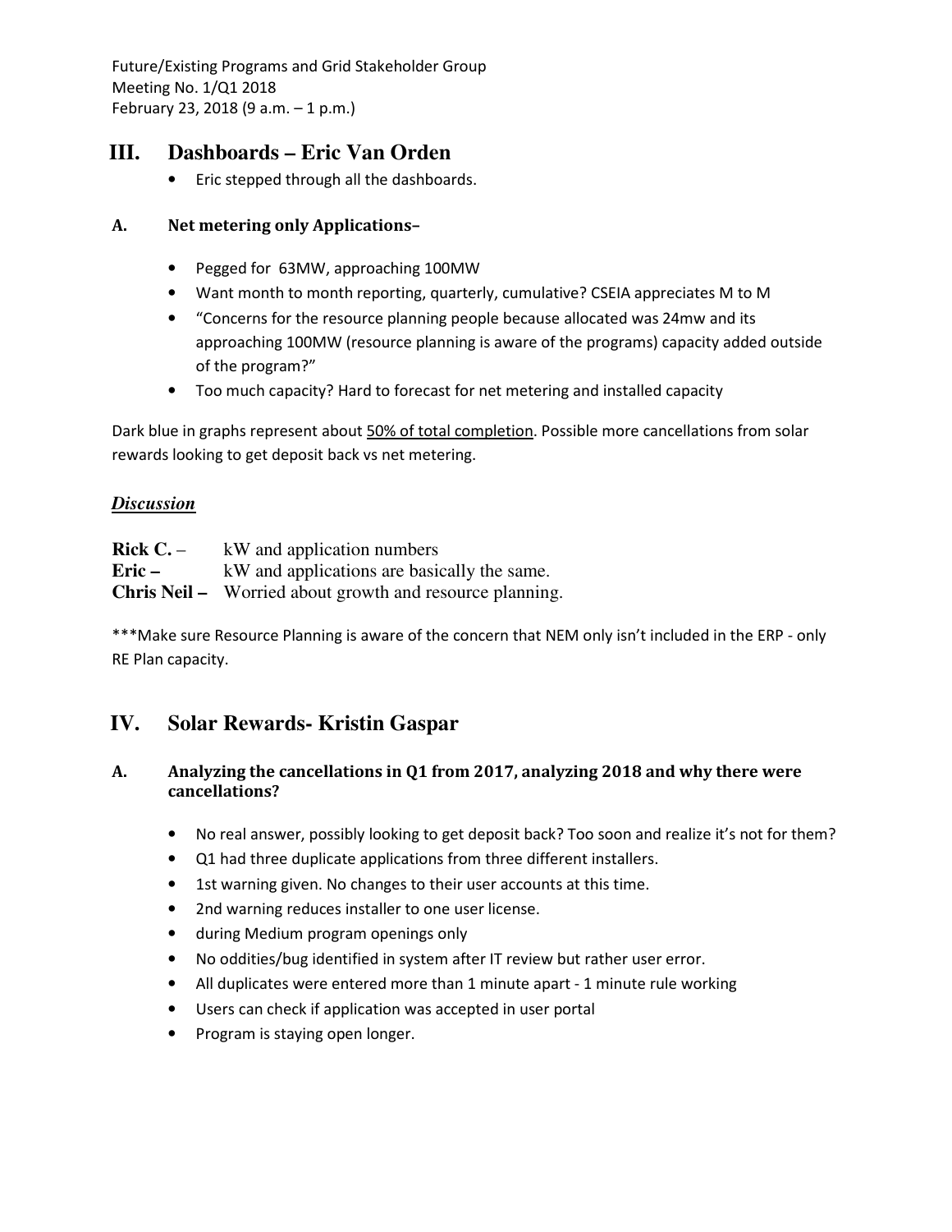## III. Dashboards – Eric Van Orden

- Eric stepped through all the dashboards.

### A. Net metering only Applications–

- Pegged for 63MW, approaching 100MW
- Want month to month reporting, quarterly, cumulative? CSEIA appreciates M to M
- "Concerns for the resource planning people because allocated was 24mw and its approaching 100MW (resource planning is aware of the programs) capacity added outside of the program?"
- Too much capacity? Hard to forecast for net metering and installed capacity

Dark blue in graphs represent about <u>50% of total completion</u>. Possible more cancellations from solar rewards looking to get deposit back vs net metering.

***<u>Discussion</u>***

**Rick C.** – kW and application numbers
**Eric –** kW and applications are basically the same.
**Chris Neil –** Worried about growth and resource planning.

***Make sure Resource Planning is aware of the concern that NEM only isn't included in the ERP - only RE Plan capacity.

## IV. Solar Rewards- Kristin Gaspar

### A. Analyzing the cancellations in Q1 from 2017, analyzing 2018 and why there were cancellations?

- No real answer, possibly looking to get deposit back? Too soon and realize it's not for them?
- Q1 had three duplicate applications from three different installers.
- 1st warning given. No changes to their user accounts at this time.
- 2nd warning reduces installer to one user license.
- during Medium program openings only
- No oddities/bug identified in system after IT review but rather user error.
- All duplicates were entered more than 1 minute apart - 1 minute rule working
- Users can check if application was accepted in user portal
- Program is staying open longer.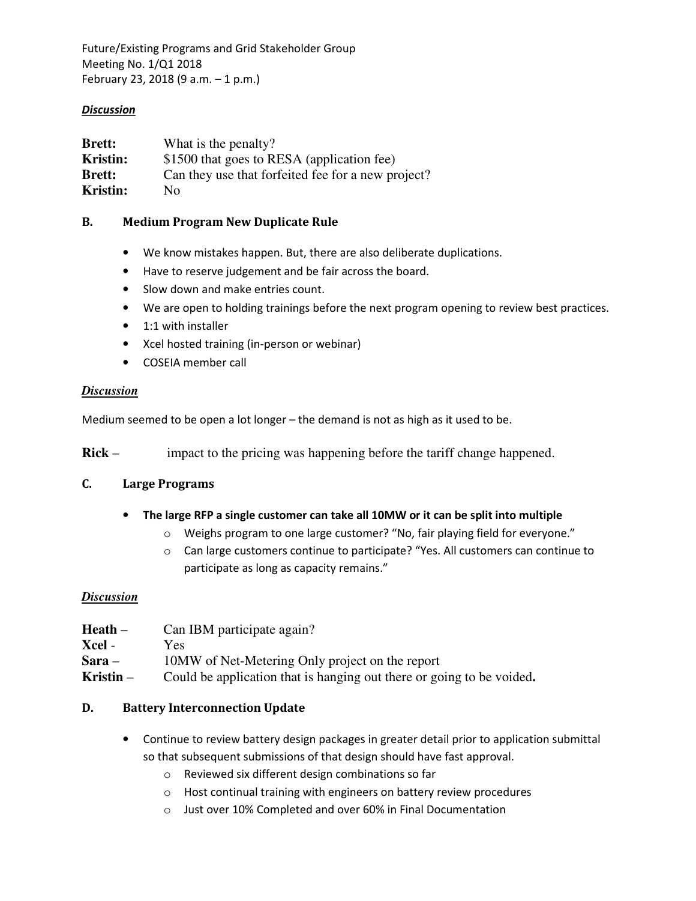Future/Existing Programs and Grid Stakeholder Group
Meeting No. 1/Q1 2018
February 23, 2018 (9 a.m. – 1 p.m.)

***Discussion***

**Brett:** What is the penalty?
**Kristin:** $1500 that goes to RESA (application fee)
**Brett:** Can they use that forfeited fee for a new project?
**Kristin:** No

## B. Medium Program New Duplicate Rule

- We know mistakes happen. But, there are also deliberate duplications.
- Have to reserve judgement and be fair across the board.
- Slow down and make entries count.
- We are open to holding trainings before the next program opening to review best practices.
- 1:1 with installer
- Xcel hosted training (in-person or webinar)
- COSEIA member call

***Discussion***

Medium seemed to be open a lot longer – the demand is not as high as it used to be.

**Rick** – impact to the pricing was happening before the tariff change happened.

## C. Large Programs

- **The large RFP a single customer can take all 10MW or it can be split into multiple**
  - Weighs program to one large customer? "No, fair playing field for everyone."
  - Can large customers continue to participate? "Yes. All customers can continue to participate as long as capacity remains."

***Discussion***

**Heath** – Can IBM participate again?
**Xcel** - Yes
**Sara** – 10MW of Net-Metering Only project on the report
**Kristin** – Could be application that is hanging out there or going to be voided**.**

## D. Battery Interconnection Update

- Continue to review battery design packages in greater detail prior to application submittal so that subsequent submissions of that design should have fast approval.
  - Reviewed six different design combinations so far
  - Host continual training with engineers on battery review procedures
  - Just over 10% Completed and over 60% in Final Documentation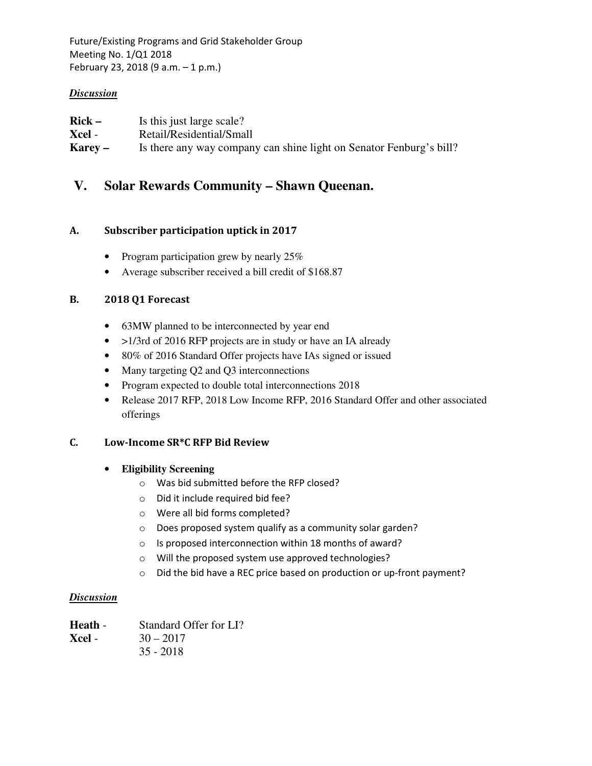Future/Existing Programs and Grid Stakeholder Group
Meeting No. 1/Q1 2018
February 23, 2018 (9 a.m. – 1 p.m.)

***Discussion***

**Rick –** Is this just large scale?
**Xcel** - Retail/Residential/Small
**Karey –** Is there any way company can shine light on Senator Fenburg's bill?

## V. Solar Rewards Community – Shawn Queenan.

### A. Subscriber participation uptick in 2017

- Program participation grew by nearly 25%
- Average subscriber received a bill credit of $168.87

### B. 2018 Q1 Forecast

- 63MW planned to be interconnected by year end
- >1/3rd of 2016 RFP projects are in study or have an IA already
- 80% of 2016 Standard Offer projects have IAs signed or issued
- Many targeting Q2 and Q3 interconnections
- Program expected to double total interconnections 2018
- Release 2017 RFP, 2018 Low Income RFP, 2016 Standard Offer and other associated offerings

### C. Low-Income SR*C RFP Bid Review

- **Eligibility Screening**
  - Was bid submitted before the RFP closed?
  - Did it include required bid fee?
  - Were all bid forms completed?
  - Does proposed system qualify as a community solar garden?
  - Is proposed interconnection within 18 months of award?
  - Will the proposed system use approved technologies?
  - Did the bid have a REC price based on production or up-front payment?

***Discussion***

**Heath** - Standard Offer for LI?
**Xcel** - 30 – 2017
35 - 2018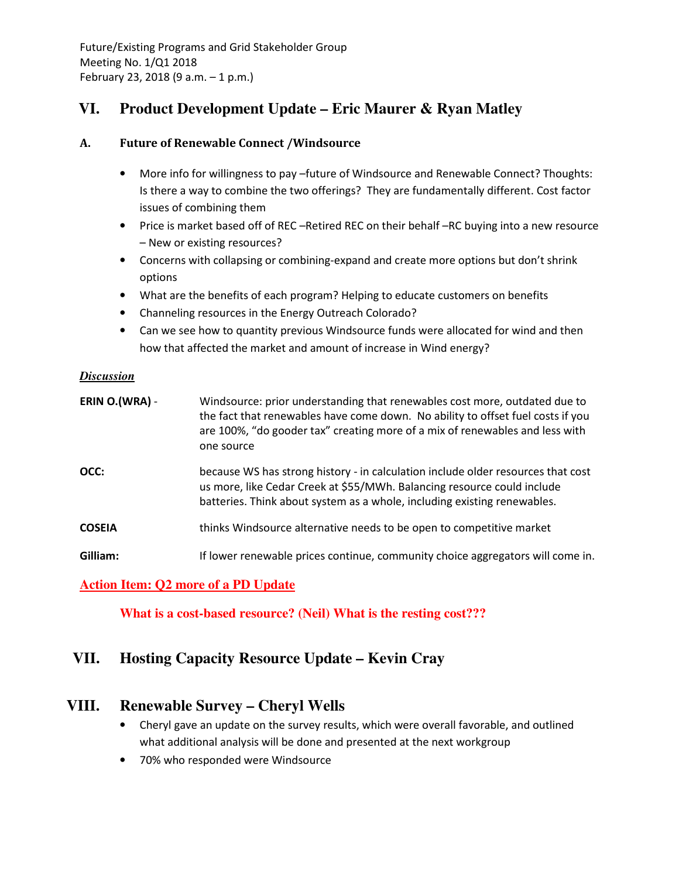Future/Existing Programs and Grid Stakeholder Group
Meeting No. 1/Q1 2018
February 23, 2018 (9 a.m. – 1 p.m.)

## VI. Product Development Update – Eric Maurer & Ryan Matley

### A. Future of Renewable Connect /Windsource

- More info for willingness to pay –future of Windsource and Renewable Connect? Thoughts: Is there a way to combine the two offerings? They are fundamentally different. Cost factor issues of combining them
- Price is market based off of REC –Retired REC on their behalf –RC buying into a new resource – New or existing resources?
- Concerns with collapsing or combining-expand and create more options but don't shrink options
- What are the benefits of each program? Helping to educate customers on benefits
- Channeling resources in the Energy Outreach Colorado?
- Can we see how to quantity previous Windsource funds were allocated for wind and then how that affected the market and amount of increase in Wind energy?

***Discussion***

| | |
|---|---|
| **ERIN O.(WRA)** - | Windsource: prior understanding that renewables cost more, outdated due to the fact that renewables have come down. No ability to offset fuel costs if you are 100%, "do gooder tax" creating more of a mix of renewables and less with one source |
| **OCC:** | because WS has strong history - in calculation include older resources that cost us more, like Cedar Creek at $55/MWh. Balancing resource could include batteries. Think about system as a whole, including existing renewables. |
| **COSEIA** | thinks Windsource alternative needs to be open to competitive market |
| **Gilliam:** | If lower renewable prices continue, community choice aggregators will come in. |

**Action Item: Q2 more of a PD Update**

**What is a cost-based resource? (Neil) What is the resting cost???**

## VII. Hosting Capacity Resource Update – Kevin Cray

## VIII. Renewable Survey – Cheryl Wells

- Cheryl gave an update on the survey results, which were overall favorable, and outlined what additional analysis will be done and presented at the next workgroup
- 70% who responded were Windsource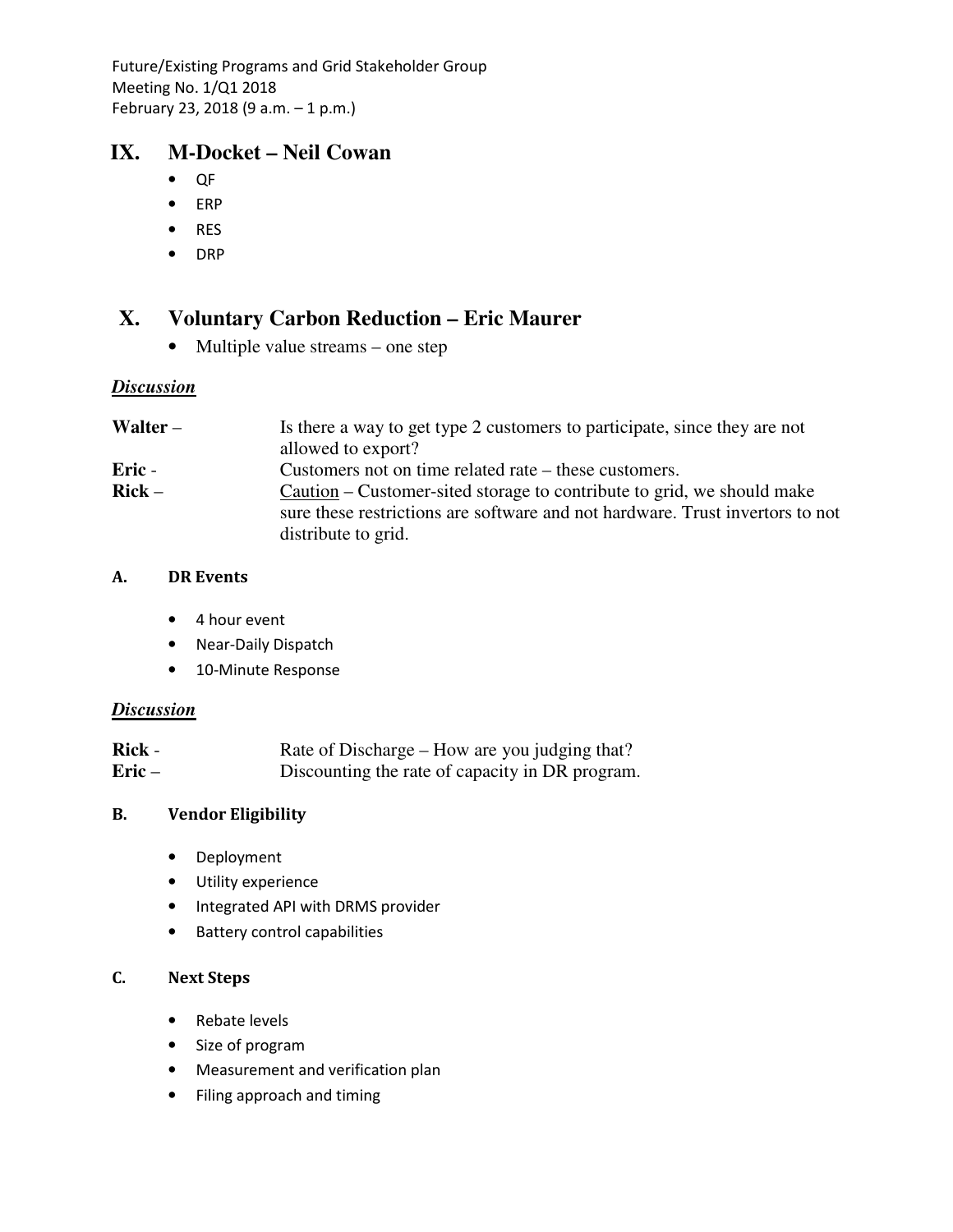## IX. M-Docket – Neil Cowan

- QF
- ERP
- RES
- DRP

## X. Voluntary Carbon Reduction – Eric Maurer

- Multiple value streams – one step

***Discussion***

| | |
|---|---|
| **Walter** – | Is there a way to get type 2 customers to participate, since they are not allowed to export? |
| **Eric** - | Customers not on time related rate – these customers. |
| **Rick** – | <u>Caution</u> – Customer-sited storage to contribute to grid, we should make sure these restrictions are software and not hardware. Trust invertors to not distribute to grid. |

### A. DR Events

- 4 hour event
- Near-Daily Dispatch
- 10-Minute Response

***Discussion***

| | |
|---|---|
| **Rick** - | Rate of Discharge – How are you judging that? |
| **Eric** – | Discounting the rate of capacity in DR program. |

### B. Vendor Eligibility

- Deployment
- Utility experience
- Integrated API with DRMS provider
- Battery control capabilities

### C. Next Steps

- Rebate levels
- Size of program
- Measurement and verification plan
- Filing approach and timing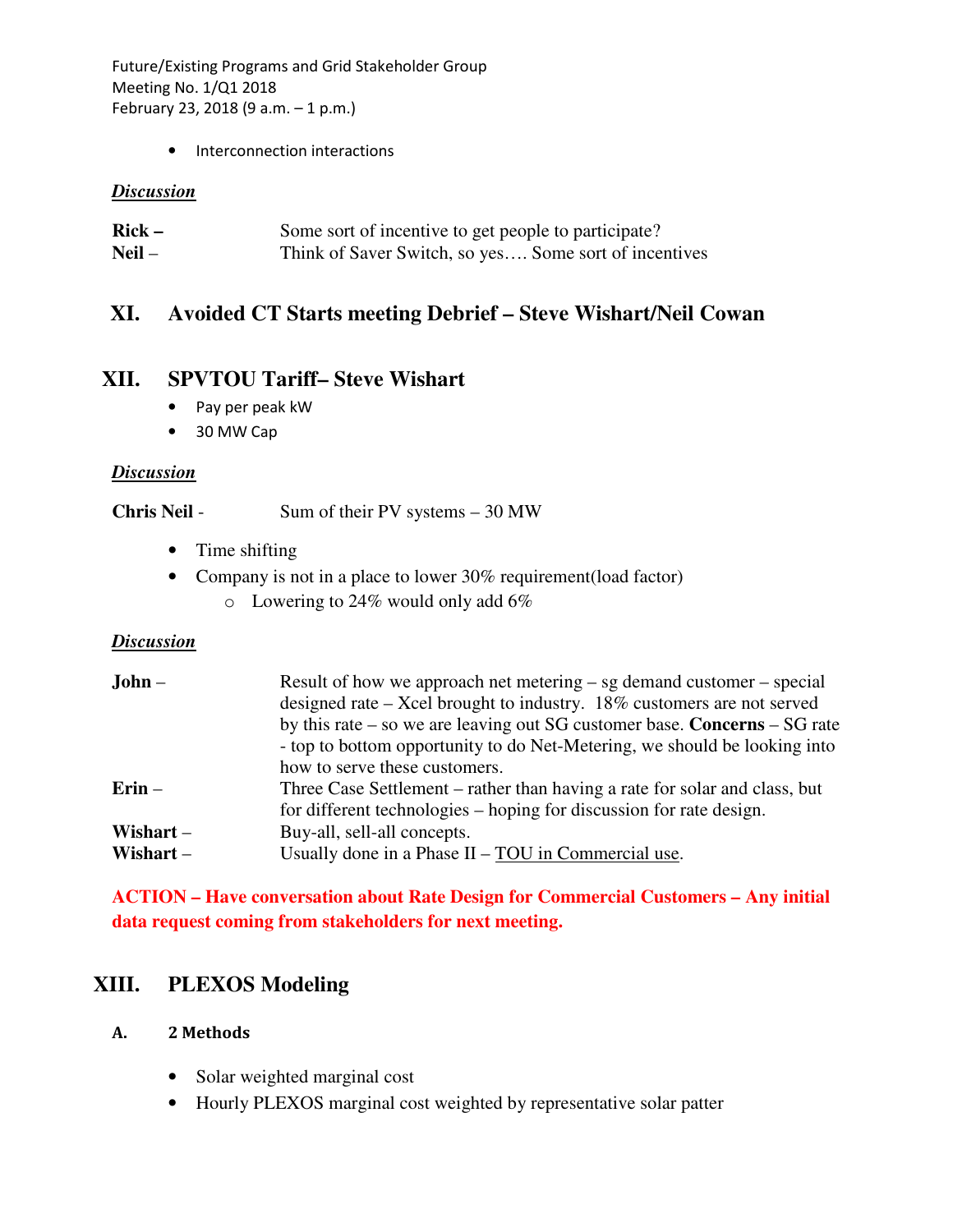- Interconnection interactions

***Discussion***

| | |
|---|---|
| **Rick –** | Some sort of incentive to get people to participate? |
| **Neil** – | Think of Saver Switch, so yes…. Some sort of incentives |

## XI. Avoided CT Starts meeting Debrief – Steve Wishart/Neil Cowan

## XII. SPVTOU Tariff– Steve Wishart

- Pay per peak kW
- 30 MW Cap

***Discussion***

**Chris Neil** - Sum of their PV systems – 30 MW

- Time shifting
- Company is not in a place to lower 30% requirement(load factor)
  - Lowering to 24% would only add 6%

***Discussion***

| | |
|---|---|
| **John** – | Result of how we approach net metering – sg demand customer – special designed rate – Xcel brought to industry. 18% customers are not served by this rate – so we are leaving out SG customer base. **Concerns** – SG rate - top to bottom opportunity to do Net-Metering, we should be looking into how to serve these customers. |
| **Erin** – | Three Case Settlement – rather than having a rate for solar and class, but for different technologies – hoping for discussion for rate design. |
| **Wishart** – | Buy-all, sell-all concepts. |
| **Wishart** – | Usually done in a Phase II – TOU in Commercial use. |

**ACTION – Have conversation about Rate Design for Commercial Customers – Any initial data request coming from stakeholders for next meeting.**

## XIII. PLEXOS Modeling

### A. 2 Methods

- Solar weighted marginal cost
- Hourly PLEXOS marginal cost weighted by representative solar patter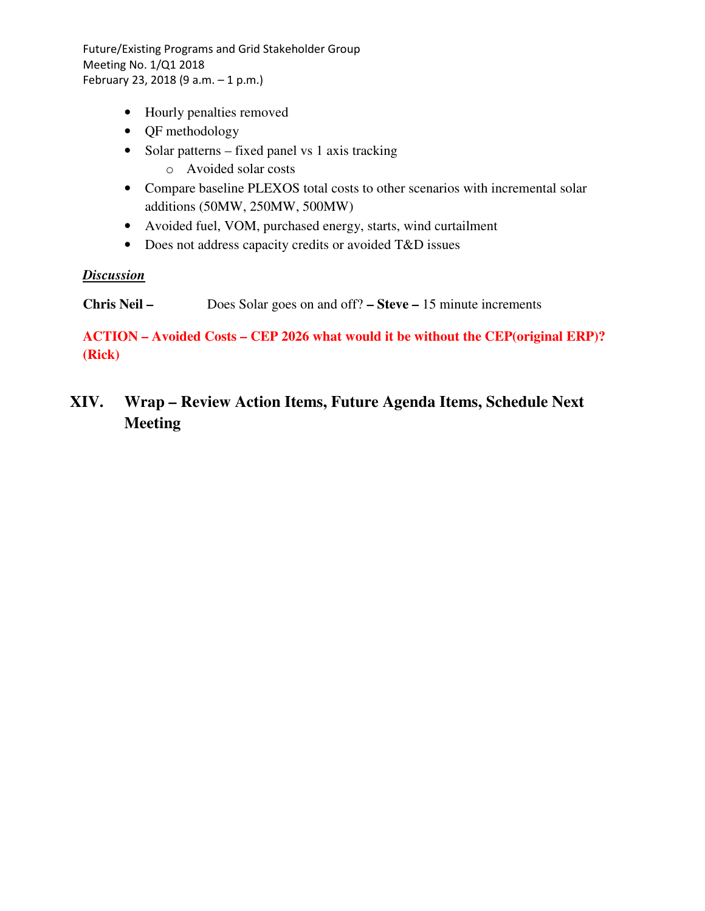- Hourly penalties removed
- QF methodology
- Solar patterns – fixed panel vs 1 axis tracking
    - Avoided solar costs
- Compare baseline PLEXOS total costs to other scenarios with incremental solar additions (50MW, 250MW, 500MW)
- Avoided fuel, VOM, purchased energy, starts, wind curtailment
- Does not address capacity credits or avoided T&D issues

***Discussion***

**Chris Neil –** Does Solar goes on and off? **– Steve –** 15 minute increments

**ACTION – Avoided Costs – CEP 2026 what would it be without the CEP(original ERP)? (Rick)**

## XIV. Wrap – Review Action Items, Future Agenda Items, Schedule Next Meeting